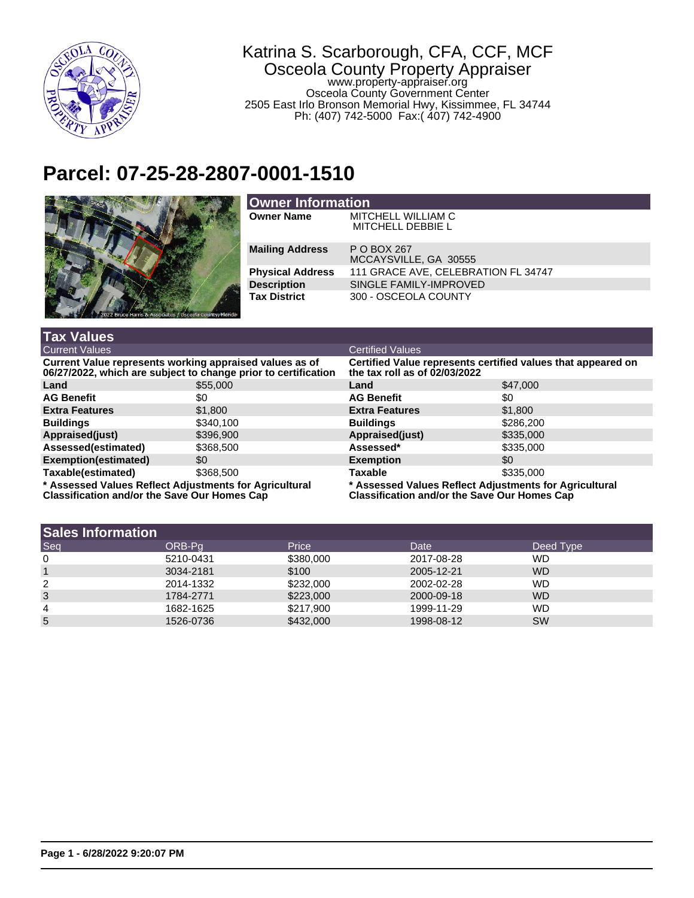Katrina S. Scarborough, CFA, CCF, MCF
Osceola County Property Appraiser
www.property-appraiser.org
Osceola County Government Center
2505 East Irlo Bronson Memorial Hwy, Kissimmee, FL 34744
Ph: (407) 742-5000 Fax:( 407) 742-4900

# Parcel: 07-25-28-2807-0001-1510

## Owner Information

| | |
|---|---|
| **Owner Name** | MITCHELL WILLIAM C<br>MITCHELL DEBBIE L |
| **Mailing Address** | P O BOX 267<br>MCCAYSVILLE, GA 30555 |
| **Physical Address** | 111 GRACE AVE, CELEBRATION FL 34747 |
| **Description** | SINGLE FAMILY-IMPROVED |
| **Tax District** | 300 - OSCEOLA COUNTY |

## Tax Values

| Current Values | | Certified Values | |
|---|---|---|---|
| **Current Value represents working appraised values as of 06/27/2022, which are subject to change prior to certification** | | **Certified Value represents certified values that appeared on the tax roll as of 02/03/2022** | |
| **Land** | $55,000 | **Land** | $47,000 |
| **AG Benefit** | $0 | **AG Benefit** | $0 |
| **Extra Features** | $1,800 | **Extra Features** | $1,800 |
| **Buildings** | $340,100 | **Buildings** | $286,200 |
| **Appraised(just)** | $396,900 | **Appraised(just)** | $335,000 |
| **Assessed(estimated)** | $368,500 | **Assessed*** | $335,000 |
| **Exemption(estimated)** | $0 | **Exemption** | $0 |
| **Taxable(estimated)** | $368,500 | **Taxable** | $335,000 |

**\* Assessed Values Reflect Adjustments for Agricultural Classification and/or the Save Our Homes Cap**

**\* Assessed Values Reflect Adjustments for Agricultural Classification and/or the Save Our Homes Cap**

## Sales Information

| Seq | ORB-Pg | Price | Date | Deed Type |
|---|---|---|---|---|
| 0 | 5210-0431 | $380,000 | 2017-08-28 | WD |
| 1 | 3034-2181 | $100 | 2005-12-21 | WD |
| 2 | 2014-1332 | $232,000 | 2002-02-28 | WD |
| 3 | 1784-2771 | $223,000 | 2000-09-18 | WD |
| 4 | 1682-1625 | $217,900 | 1999-11-29 | WD |
| 5 | 1526-0736 | $432,000 | 1998-08-12 | SW |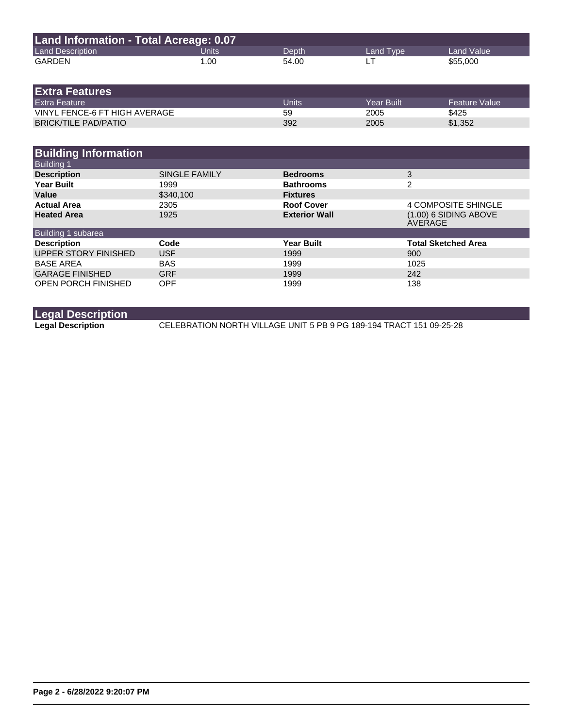## Land Information - Total Acreage: 0.07

| Land Description | Units | Depth | Land Type | Land Value |
|---|---|---|---|---|
| GARDEN | 1.00 | 54.00 | LT | $55,000 |

## Extra Features

| Extra Feature | Units | Year Built | Feature Value |
|---|---|---|---|
| VINYL FENCE-6 FT HIGH AVERAGE | 59 | 2005 | $425 |
| BRICK/TILE PAD/PATIO | 392 | 2005 | $1,352 |

## Building Information

### Building 1

| | | | |
|---|---|---|---|
| **Description** | SINGLE FAMILY | **Bedrooms** | 3 |
| **Year Built** | 1999 | **Bathrooms** | 2 |
| **Value** | $340,100 | **Fixtures** | |
| **Actual Area** | 2305 | **Roof Cover** | 4 COMPOSITE SHINGLE |
| **Heated Area** | 1925 | **Exterior Wall** | (1.00) 6 SIDING ABOVE AVERAGE |

### Building 1 subarea

| Description | Code | Year Built | Total Sketched Area |
|---|---|---|---|
| UPPER STORY FINISHED | USF | 1999 | 900 |
| BASE AREA | BAS | 1999 | 1025 |
| GARAGE FINISHED | GRF | 1999 | 242 |
| OPEN PORCH FINISHED | OPF | 1999 | 138 |

## Legal Description

**Legal Description** CELEBRATION NORTH VILLAGE UNIT 5 PB 9 PG 189-194 TRACT 151 09-25-28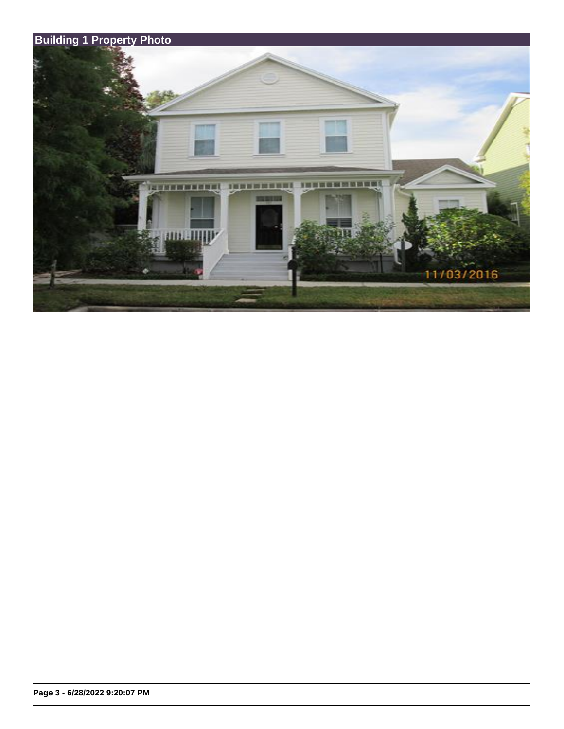## Building 1 Property Photo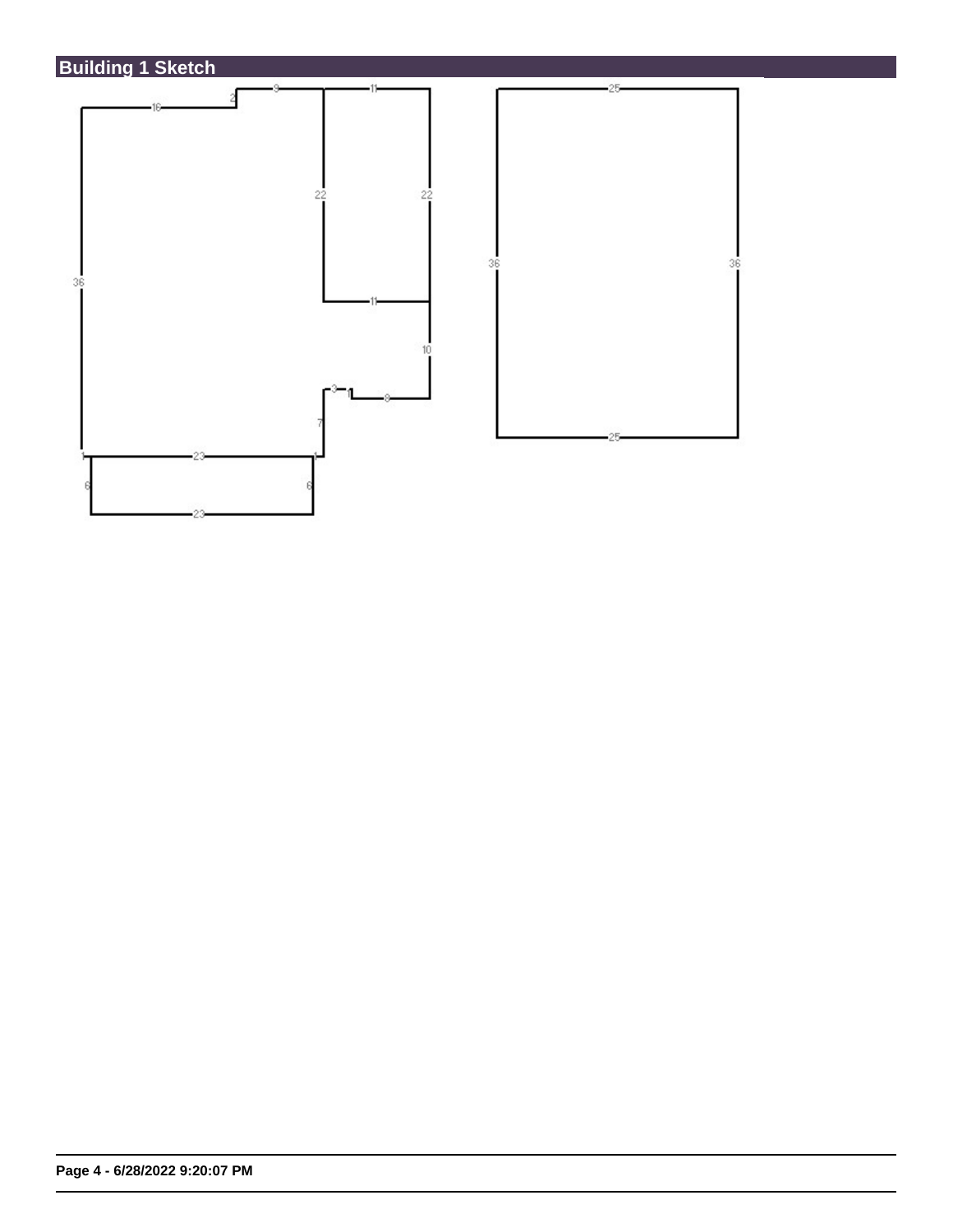## Building 1 Sketch

16

2

9

11

22

22

36

11

10

3

1

8

7

1

23

1

6

6

23

25

36

36

25